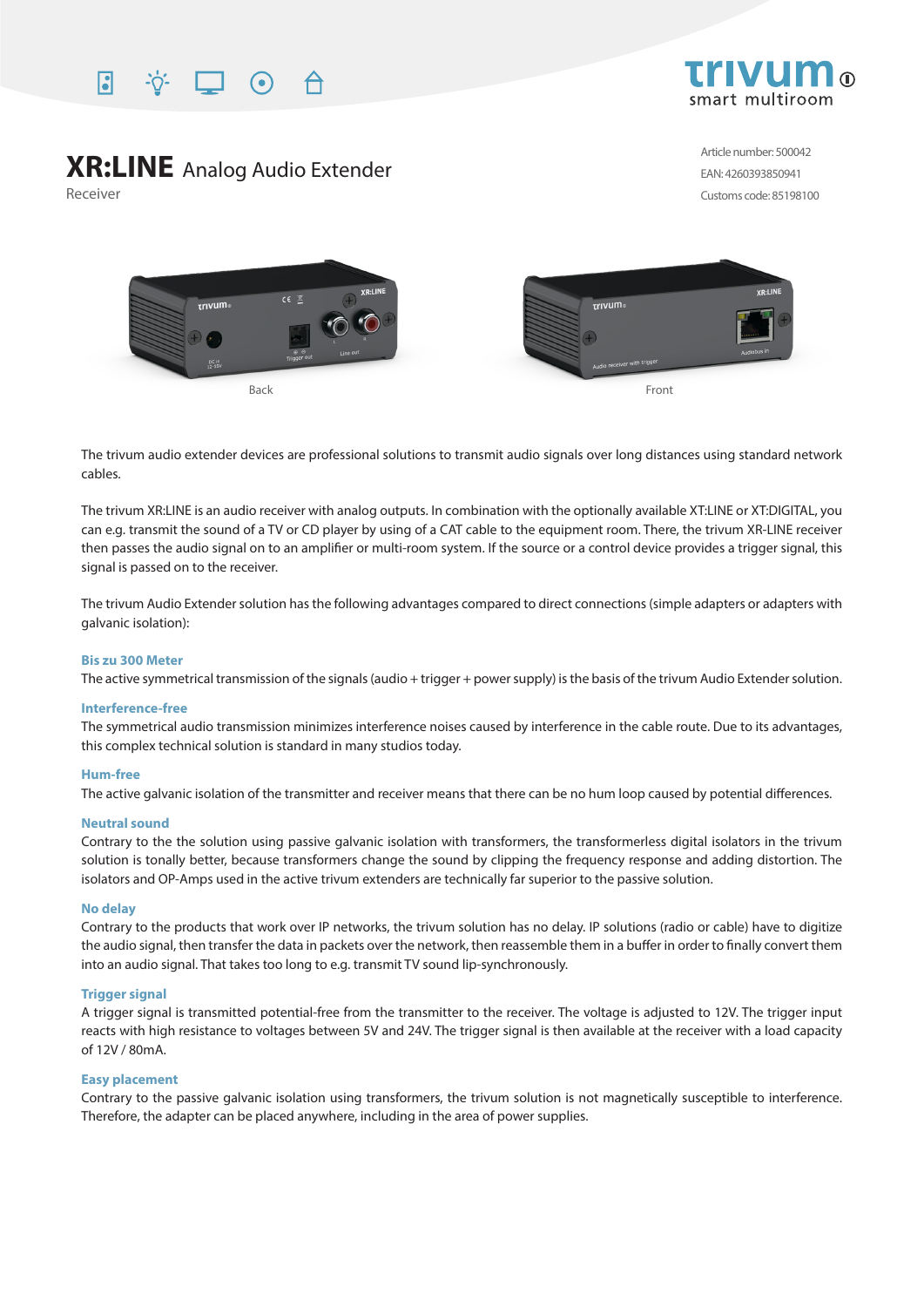trivum smart multiroom

# XR:LINE Analog Audio Extender

Receiver

Article number: 500042
EAN: 4260393850941
Customs code: 85198100

Back

Front

The trivum audio extender devices are professional solutions to transmit audio signals over long distances using standard network cables.

The trivum XR:LINE is an audio receiver with analog outputs. In combination with the optionally available XT:LINE or XT:DIGITAL, you can e.g. transmit the sound of a TV or CD player by using of a CAT cable to the equipment room. There, the trivum XR-LINE receiver then passes the audio signal on to an amplifier or multi-room system. If the source or a control device provides a trigger signal, this signal is passed on to the receiver.

The trivum Audio Extender solution has the following advantages compared to direct connections (simple adapters or adapters with galvanic isolation):

### Bis zu 300 Meter

The active symmetrical transmission of the signals (audio + trigger + power supply) is the basis of the trivum Audio Extender solution.

### Interference-free

The symmetrical audio transmission minimizes interference noises caused by interference in the cable route. Due to its advantages, this complex technical solution is standard in many studios today.

### Hum-free

The active galvanic isolation of the transmitter and receiver means that there can be no hum loop caused by potential differences.

### Neutral sound

Contrary to the the solution using passive galvanic isolation with transformers, the transformerless digital isolators in the trivum solution is tonally better, because transformers change the sound by clipping the frequency response and adding distortion. The isolators and OP-Amps used in the active trivum extenders are technically far superior to the passive solution.

### No delay

Contrary to the products that work over IP networks, the trivum solution has no delay. IP solutions (radio or cable) have to digitize the audio signal, then transfer the data in packets over the network, then reassemble them in a buffer in order to finally convert them into an audio signal. That takes too long to e.g. transmit TV sound lip-synchronously.

### Trigger signal

A trigger signal is transmitted potential-free from the transmitter to the receiver. The voltage is adjusted to 12V. The trigger input reacts with high resistance to voltages between 5V and 24V. The trigger signal is then available at the receiver with a load capacity of 12V / 80mA.

### Easy placement

Contrary to the passive galvanic isolation using transformers, the trivum solution is not magnetically susceptible to interference. Therefore, the adapter can be placed anywhere, including in the area of power supplies.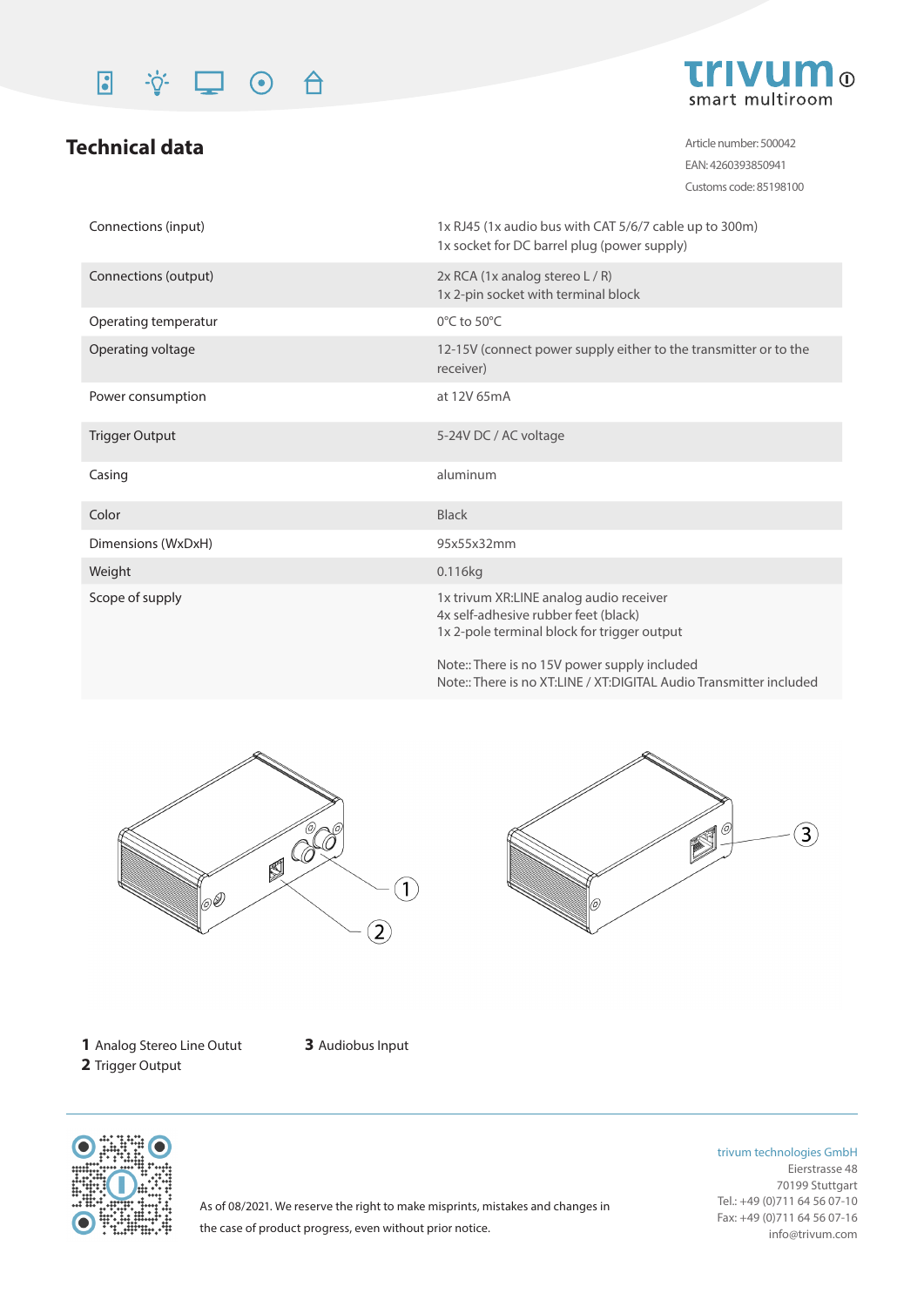trivum
smart multiroom

## Technical data

Article number: 500042
EAN: 4260393850941
Customs code: 85198100

| | |
|---|---|
| Connections (input) | 1x RJ45 (1x audio bus with CAT 5/6/7 cable up to 300m)<br>1x socket for DC barrel plug (power supply) |
| Connections (output) | 2x RCA (1x analog stereo L / R)<br>1x 2-pin socket with terminal block |
| Operating temperatur | 0°C to 50°C |
| Operating voltage | 12-15V (connect power supply either to the transmitter or to the receiver) |
| Power consumption | at 12V 65mA |
| Trigger Output | 5-24V DC / AC voltage |
| Casing | aluminum |
| Color | Black |
| Dimensions (WxDxH) | 95x55x32mm |
| Weight | 0.116kg |
| Scope of supply | 1x trivum XR:LINE analog audio receiver<br>4x self-adhesive rubber feet (black)<br>1x 2-pole terminal block for trigger output<br><br>Note:: There is no 15V power supply included<br>Note:: There is no XT:LINE / XT:DIGITAL Audio Transmitter included |

**1** Analog Stereo Line Outut
**2** Trigger Output
**3** Audiobus Input

As of 08/2021. We reserve the right to make misprints, mistakes and changes in the case of product progress, even without prior notice.

trivum technologies GmbH
Eierstrasse 48
70199 Stuttgart
Tel.: +49 (0)711 64 56 07-10
Fax: +49 (0)711 64 56 07-16
info@trivum.com